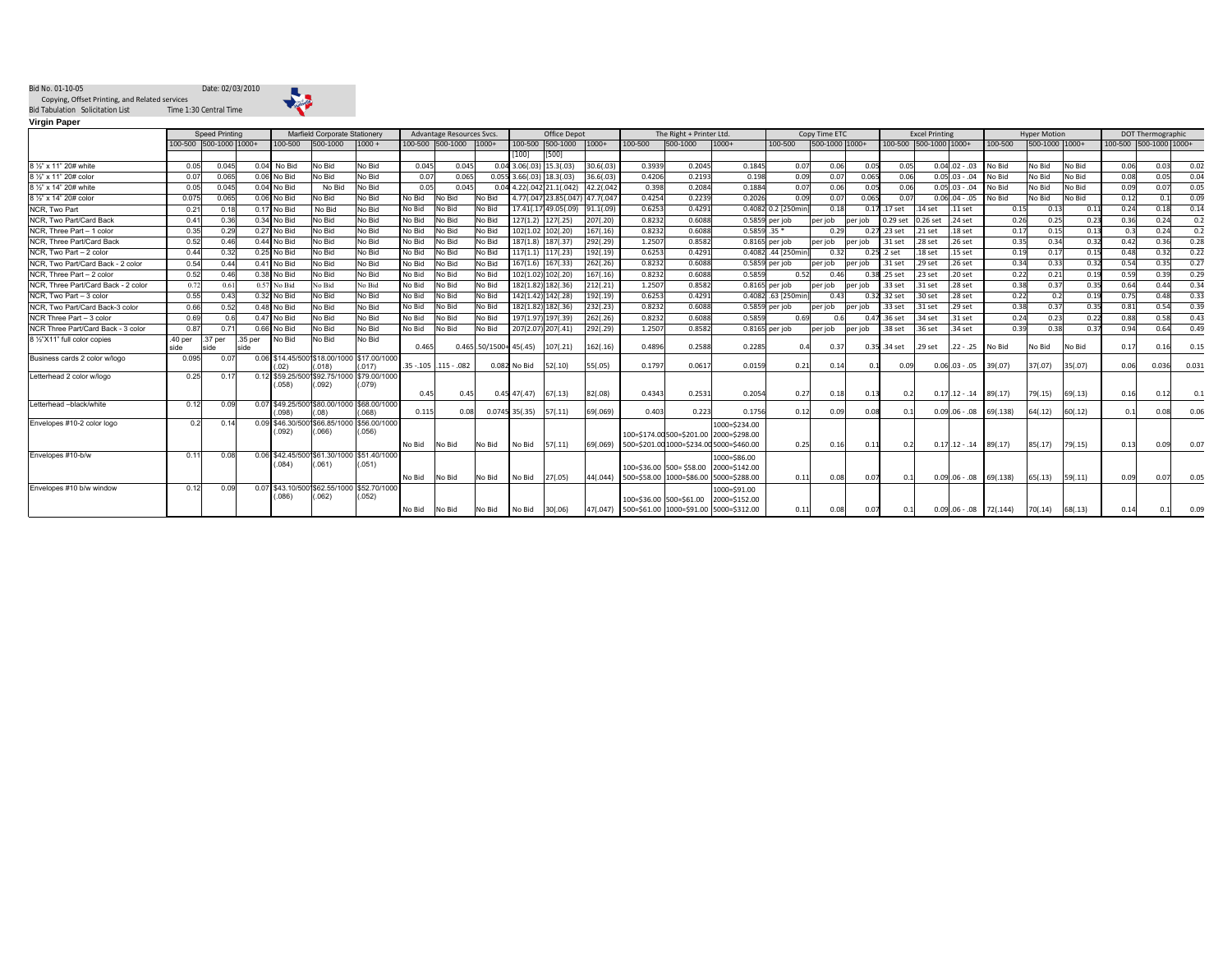Bid No. 01-10-05 Date: 02/03/2010

Copying, Offset Printing, and Related services

Bid Tabulation Solicitation List Time 1:30 Central Time

**Virgin Paper**

| | Speed Printing | | | Marfield Corporate Stationery | | | Advantage Resources Svcs. | | | Office Depot | | | The Right + Printer Ltd. | | | Copy Time ETC | | | Excel Printing | | | Hyper Motion | | | DOT Thermographic | | |
|---|---|---|---|---|---|---|---|---|---|---|---|---|---|---|---|---|---|---|---|---|---|---|---|---|---|---|---|
| | 100-500 | 500-1000 | 1000+ | 100-500 | 500-1000 | 1000 + | 100-500 | 500-1000 | 1000+ | 100-500 | 500-1000 | 1000+ | 100-500 | 500-1000 | 1000+ | 100-500 | 500-1000 | 1000+ | 100-500 | 500-1000 | 1000+ | 100-500 | 500-1000 | 1000+ | 100-500 | 500-1000 | 1000+ |
| | | | | | | | | | | [100] | [500] | | | | | | | | | | | | | | | | |
| 8 ½" x 11" 20# white | 0.05 | 0.045 | 0.04 | No Bid | No Bid | No Bid | 0.045 | 0.045 | 0.04 | 3.06(.03) | 15.3(.03) | 30.6(.03) | 0.3939 | 0.2045 | 0.1845 | 0.07 | 0.06 | 0.05 | 0.05 | 0.04 | .02 - .03 | No Bid | No Bid | No Bid | 0.06 | 0.03 | 0.02 |
| 8 ½" x 11" 20# color | 0.07 | 0.065 | 0.06 | No Bid | No Bid | No Bid | 0.07 | 0.065 | 0.055 | 3.66(.03) | 18.3(.03) | 36.6(.03) | 0.4206 | 0.2193 | 0.198 | 0.09 | 0.07 | 0.065 | 0.06 | 0.05 | .03 - .04 | No Bid | No Bid | No Bid | 0.08 | 0.05 | 0.04 |
| 8 ½" x 14" 20# white | 0.05 | 0.045 | 0.04 | No Bid | No Bid | No Bid | 0.05 | 0.045 | 0.04 | 4.22(.042) | 21.1(.042) | 42.2(.042) | 0.398 | 0.2084 | 0.1884 | 0.07 | 0.06 | 0.05 | 0.06 | 0.05 | .03 - .04 | No Bid | No Bid | No Bid | 0.09 | 0.07 | 0.05 |
| 8 ½" x 14" 20# color | 0.075 | 0.065 | 0.06 | No Bid | No Bid | No Bid | No Bid | No Bid | No Bid | 4.77(.047) | 23.85(.047) | 47.7(.047) | 0.4254 | 0.2239 | 0.2026 | 0.09 | 0.07 | 0.065 | 0.07 | 0.06 | .04 - .05 | No Bid | No Bid | No Bid | 0.12 | 0.1 | 0.09 |
| NCR, Two Part | 0.21 | 0.18 | 0.17 | No Bid | No Bid | No Bid | No Bid | No Bid | No Bid | 17.41(.17) | 49.05(.09) | 91.1(.09) | 0.6253 | 0.4291 | 0.4082 | 0.2 [250min] | 0.18 | 0.17 | .17 set | .14 set | .11 set | 0.15 | 0.13 | 0.11 | 0.24 | 0.18 | 0.14 |
| NCR, Two Part/Card Back | 0.41 | 0.36 | 0.34 | No Bid | No Bid | No Bid | No Bid | No Bid | No Bid | 127(1.2) | 127(.25) | 207(.20) | 0.8232 | 0.6088 | 0.5859 | per job | per job | per job | 0.29 set | 0.26 set | .24 set | 0.26 | 0.25 | 0.23 | 0.36 | 0.24 | 0.2 |
| NCR, Three Part – 1 color | 0.35 | 0.29 | 0.27 | No Bid | No Bid | No Bid | No Bid | No Bid | No Bid | 102(1.02) | 102(.20) | 167(.16) | 0.8232 | 0.6088 | 0.5859 | .35 * | 0.29 | 0.27 | .23 set | .21 set | .18 set | 0.17 | 0.15 | 0.13 | 0.3 | 0.24 | 0.2 |
| NCR, Three Part/Card Back | 0.52 | 0.46 | 0.44 | No Bid | No Bid | No Bid | No Bid | No Bid | No Bid | 187(1.8) | 187(.37) | 292(.29) | 1.2507 | 0.8582 | 0.8165 | per job | per job | per job | .31 set | .28 set | .26 set | 0.35 | 0.34 | 0.32 | 0.42 | 0.36 | 0.28 |
| NCR, Two Part – 2 color | 0.44 | 0.32 | 0.25 | No Bid | No Bid | No Bid | No Bid | No Bid | No Bid | 117(1.1) | 117(.23) | 192(.19) | 0.6253 | 0.4291 | 0.4082 | .44 [250min] | 0.32 | 0.25 | .2 set | .18 set | .15 set | 0.19 | 0.17 | 0.15 | 0.48 | 0.32 | 0.22 |
| NCR, Two Part/Card Back - 2 color | 0.54 | 0.44 | 0.41 | No Bid | No Bid | No Bid | No Bid | No Bid | No Bid | 167(1.6) | 167(.33) | 262(.26) | 0.8232 | 0.6088 | 0.5859 | per job | per job | per job | .31 set | .29 set | .26 set | 0.34 | 0.33 | 0.32 | 0.54 | 0.35 | 0.27 |
| NCR, Three Part – 2 color | 0.52 | 0.46 | 0.38 | No Bid | No Bid | No Bid | No Bid | No Bid | No Bid | 102(1.02) | 102(.20) | 167(.16) | 0.8232 | 0.6088 | 0.5859 | 0.52 | 0.46 | 0.38 | .25 set | .23 set | .20 set | 0.22 | 0.21 | 0.19 | 0.59 | 0.39 | 0.29 |
| NCR, Three Part/Card Back - 2 color | 0.72 | 0.61 | 0.57 | No Bid | No Bid | No Bid | No Bid | No Bid | No Bid | 182(1.82) | 182(.36) | 212(.21) | 1.2507 | 0.8582 | 0.8165 | per job | per job | per job | .33 set | .31 set | .28 set | 0.38 | 0.37 | 0.35 | 0.64 | 0.44 | 0.34 |
| NCR, Two Part – 3 color | 0.55 | 0.43 | 0.32 | No Bid | No Bid | No Bid | No Bid | No Bid | No Bid | 142(1.42) | 142(.28) | 192(.19) | 0.6253 | 0.4291 | 0.4082 | .63 [250min] | 0.43 | 0.32 | .32 set | .30 set | .28 set | 0.22 | 0.2 | 0.19 | 0.75 | 0.48 | 0.33 |
| NCR, Two Part/Card Back-3 color | 0.66 | 0.52 | 0.48 | No Bid | No Bid | No Bid | No Bid | No Bid | No Bid | 182(1.82) | 182(.36) | 232(.23) | 0.8232 | 0.6088 | 0.5859 | per job | per job | per job | .33 set | .31 set | .29 set | 0.38 | 0.37 | 0.35 | 0.81 | 0.54 | 0.39 |
| NCR Three Part – 3 color | 0.69 | 0.6 | 0.47 | No Bid | No Bid | No Bid | No Bid | No Bid | No Bid | 197(1.97) | 197(.39) | 262(.26) | 0.8232 | 0.6088 | 0.5859 | 0.69 | 0.6 | 0.47 | .36 set | .34 set | .31 set | 0.24 | 0.23 | 0.22 | 0.88 | 0.58 | 0.43 |
| NCR Three Part/Card Back - 3 color | 0.87 | 0.71 | 0.66 | No Bid | No Bid | No Bid | No Bid | No Bid | No Bid | 207(2.07) | 207(.41) | 292(.29) | 1.2507 | 0.8582 | 0.8165 | per job | per job | per job | .38 set | .36 set | .34 set | 0.39 | 0.38 | 0.37 | 0.94 | 0.64 | 0.49 |
| 8 ½"X11" full color copies | .40 per side | .37 per side | .35 per side | No Bid | No Bid | No Bid | 0.465 | 0.465 | .50/1500+ | 45(.45) | 107(.21) | 162(.16) | 0.4896 | 0.2588 | 0.2285 | 0.4 | 0.37 | 0.35 | .34 set | .29 set | .22 - .25 | No Bid | No Bid | No Bid | 0.17 | 0.16 | 0.15 |
| Business cards 2 color w/logo | 0.095 | 0.07 | 0.06 | $14.45/500 (.02) | $18.00/1000 (.018) | $17.00/1000 (.017) | .35 -.105 | .115 - .082 | 0.082 | No Bid | 52(.10) | 55(.05) | 0.1797 | 0.0617 | 0.0159 | 0.21 | 0.14 | 0.1 | 0.09 | 0.06 | .03 - .05 | 39(.07) | 37(.07) | 35(.07) | 0.06 | 0.036 | 0.031 |
| Letterhead 2 color w/logo | 0.25 | 0.17 | 0.12 | $59.25/500 (.058) | $92.75/1000 (.092) | $79.00/1000 (.079) | 0.45 | 0.45 | 0.45 | 47(.47) | 67(.13) | 82(.08) | 0.4343 | 0.2531 | 0.2054 | 0.27 | 0.18 | 0.13 | 0.2 | 0.17 | .12 - .14 | 89(.17) | 79(.15) | 69(.13) | 0.16 | 0.12 | 0.1 |
| Letterhead –black/white | 0.12 | 0.09 | 0.07 | $49.25/500 (.098) | $80.00/1000 (.08) | $68.00/1000 (.068) | 0.115 | 0.08 | 0.0745 | 35(.35) | 57(.11) | 69(.069) | 0.403 | 0.223 | 0.1756 | 0.12 | 0.09 | 0.08 | 0.1 | 0.09 | .06 - .08 | 69(.138) | 64(.12) | 60(.12) | 0.1 | 0.08 | 0.06 |
| Envelopes #10-2 color logo | 0.2 | 0.14 | 0.09 | $46.30/500 (.092) | $66.85/1000 (.066) | $56.00/1000 (.056) | No Bid | No Bid | No Bid | No Bid | 57(.11) | 69(.069) | 100=$174.00 500=$201.00 | 500=$201.00 1000=$234.00 | 1000=$234.00 2000=$298.00 5000=$460.00 | 0.25 | 0.16 | 0.11 | 0.2 | 0.17 | .12 - .14 | 89(.17) | 85(.17) | 79(.15) | 0.13 | 0.09 | 0.07 |
| Envelopes #10-b/w | 0.11 | 0.08 | 0.06 | $42.45/500 (.084) | $61.30/1000 (.061) | $51.40/1000 (.051) | No Bid | No Bid | No Bid | No Bid | 27(.05) | 44(.044) | 100=$36.00 500=$58.00 | 500= $58.00 1000=$86.00 | 1000=$86.00 2000=$142.00 5000=$288.00 | 0.11 | 0.08 | 0.07 | 0.1 | 0.09 | .06 - .08 | 69(.138) | 65(.13) | 59(.11) | 0.09 | 0.07 | 0.05 |
| Envelopes #10 b/w window | 0.12 | 0.09 | 0.07 | $43.10/500 (.086) | $62.55/1000 (.062) | $52.70/1000 (.052) | No Bid | No Bid | No Bid | No Bid | 30(.06) | 47(.047) | 100=$36.00 500=$61.00 | 500=$61.00 1000=$91.00 | 1000=$91.00 2000=$152.00 5000=$312.00 | 0.11 | 0.08 | 0.07 | 0.1 | 0.09 | .06 - .08 | 72(.144) | 70(.14) | 68(.13) | 0.14 | 0.1 | 0.09 |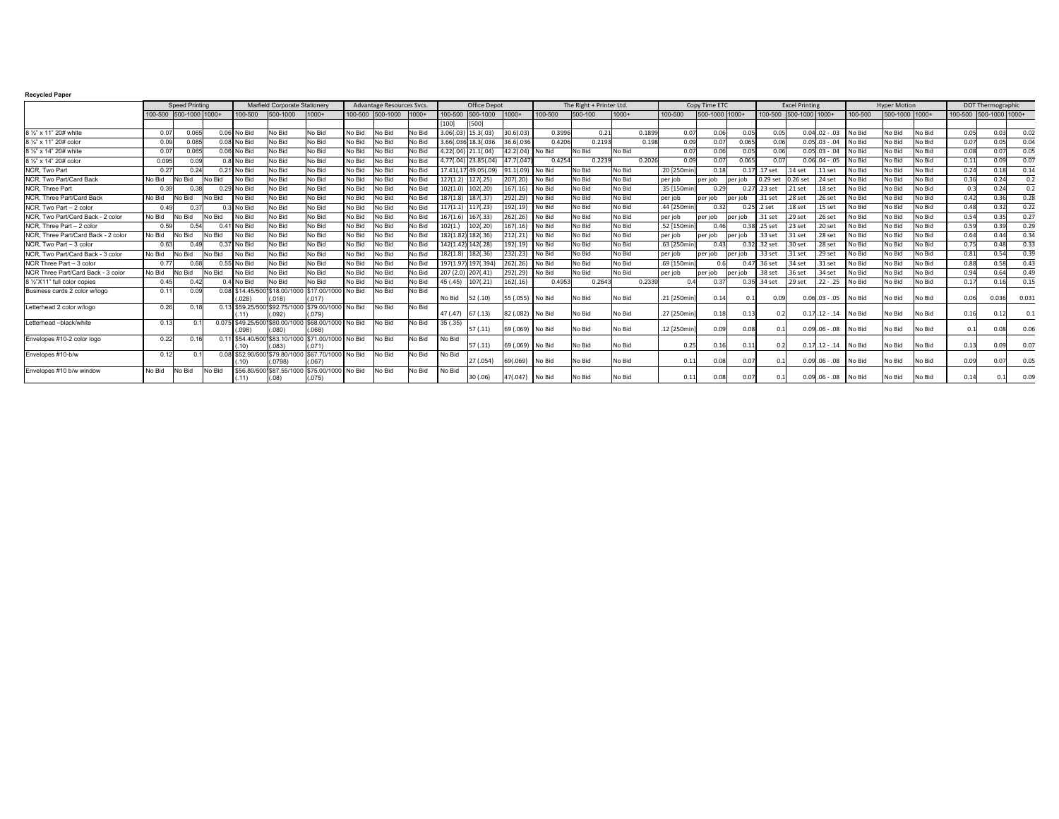**Recycled Paper**

| | Speed Printing | | | Marfield Corporate Stationery | | | Advantage Resources Svcs. | | | Office Depot | | | The Right + Printer Ltd. | | | Copy Time ETC | | | Excel Printing | | | Hyper Motion | | | DOT Thermographic | | |
|---|---|---|---|---|---|---|---|---|---|---|---|---|---|---|---|---|---|---|---|---|---|---|---|---|---|---|---|
| | 100-500 | 500-1000 | 1000+ | 100-500 | 500-1000 | 1000+ | 100-500 | 500-1000 | 1000+ | 100-500 | 500-1000 | 1000+ | 100-500 | 500-100 | 1000+ | 100-500 | 500-1000 | 1000+ | 100-500 | 500-1000 | 1000+ | 100-500 | 500-1000 | 1000+ | 100-500 | 500-1000 | 1000+ |
| | | | | | | | | | | [100] | [500] | | | | | | | | | | | | | | | | |
| 8 ½" x 11" 20# white | 0.07 | 0.065 | 0.06 | No Bid | No Bid | No Bid | No Bid | No Bid | No Bid | 3.06(.03) | 15.3(.03) | 30.6(.03) | 0.3996 | 0.21 | 0.1899 | 0.07 | 0.06 | 0.05 | 0.05 | 0.04 | .02 - .03 | No Bid | No Bid | No Bid | 0.05 | 0.03 | 0.02 |
| 8 ½" x 11" 20# color | 0.09 | 0.085 | 0.08 | No Bid | No Bid | No Bid | No Bid | No Bid | No Bid | 3.66(.036 | 18.3(.036 | 36.6(.036 | 0.4206 | 0.2193 | 0.198 | 0.09 | 0.07 | 0.065 | 0.06 | 0.05 | .03 - .04 | No Bid | No Bid | No Bid | 0.07 | 0.05 | 0.04 |
| 8 ½" x 14" 20# white | 0.07 | 0.065 | 0.06 | No Bid | No Bid | No Bid | No Bid | No Bid | No Bid | 4.22(.04) | 21.1(.04) | 42.2(.04) | No Bid | No Bid | No Bid | 0.07 | 0.06 | 0.05 | 0.06 | 0.05 | .03 - .04 | No Bid | No Bid | No Bid | 0.08 | 0.07 | 0.05 |
| 8 ½" x 14" 20# color | 0.095 | 0.09 | 0.8 | No Bid | No Bid | No Bid | No Bid | No Bid | No Bid | 4.77(.04) | 23.85(.04) | 47.7(.047) | 0.4254 | 0.2239 | 0.2026 | 0.09 | 0.07 | 0.065 | 0.07 | 0.06 | .04 - .05 | No Bid | No Bid | No Bid | 0.11 | 0.09 | 0.07 |
| NCR, Two Part | 0.27 | 0.24 | 0.21 | No Bid | No Bid | No Bid | No Bid | No Bid | No Bid | 17.41(.17 | 49.05(.09) | 91.1(.09) | No Bid | No Bid | No Bid | .20 [250min] | 0.18 | 0.17 | .17 set | .14 set | .11 set | No Bid | No Bid | No Bid | 0.24 | 0.18 | 0.14 |
| NCR, Two Part/Card Back | No Bid | No Bid | No Bid | No Bid | No Bid | No Bid | No Bid | No Bid | No Bid | 127(1.2) | 127(.25) | 207(.20) | No Bid | No Bid | No Bid | per job | per job | per job | 0.29 set | 0.26 set | .24 set | No Bid | No Bid | No Bid | 0.36 | 0.24 | 0.2 |
| NCR, Three Part | 0.39 | 0.38 | 0.29 | No Bid | No Bid | No Bid | No Bid | No Bid | No Bid | 102(1.0) | 102(.20) | 167(.16) | No Bid | No Bid | No Bid | .35 [150min] | 0.29 | 0.27 | .23 set | .21 set | .18 set | No Bid | No Bid | No Bid | 0.3 | 0.24 | 0.2 |
| NCR, Three Part/Card Back | No Bid | No Bid | No Bid | No Bid | No Bid | No Bid | No Bid | No Bid | No Bid | 187(1.8) | 187(.37) | 292(.29) | No Bid | No Bid | No Bid | per job | per job | per job | .31 set | .28 set | .26 set | No Bid | No Bid | No Bid | 0.42 | 0.36 | 0.28 |
| NCR, Two Part – 2 color | 0.49 | 0.37 | 0.3 | No Bid | No Bid | No Bid | No Bid | No Bid | No Bid | 117(1.1) | 117(.23) | 192(.19) | No Bid | No Bid | No Bid | .44 [250min] | 0.32 | 0.25 | .2 set | .18 set | .15 set | No Bid | No Bid | No Bid | 0.48 | 0.32 | 0.22 |
| NCR, Two Part/Card Back - 2 color | No Bid | No Bid | No Bid | No Bid | No Bid | No Bid | No Bid | No Bid | No Bid | 167(1.6) | 167(.33) | 262(.26) | No Bid | No Bid | No Bid | per job | per job | per job | .31 set | .29 set | .26 set | No Bid | No Bid | No Bid | 0.54 | 0.35 | 0.27 |
| NCR, Three Part – 2 color | 0.59 | 0.54 | 0.41 | No Bid | No Bid | No Bid | No Bid | No Bid | No Bid | 102(1.) | 102(.20) | 167(.16) | No Bid | No Bid | No Bid | .52 [150min] | 0.46 | 0.38 | .25 set | .23 set | .20 set | No Bid | No Bid | No Bid | 0.59 | 0.39 | 0.29 |
| NCR, Three Part/Card Back - 2 color | No Bid | No Bid | No Bid | No Bid | No Bid | No Bid | No Bid | No Bid | No Bid | 182(1.82) | 182(.36) | 212(.21) | No Bid | No Bid | No Bid | per job | per job | per job | .33 set | .31 set | .28 set | No Bid | No Bid | No Bid | 0.64 | 0.44 | 0.34 |
| NCR, Two Part – 3 color | 0.63 | 0.49 | 0.37 | No Bid | No Bid | No Bid | No Bid | No Bid | No Bid | 142(1.42) | 142(.28) | 192(.19) | No Bid | No Bid | No Bid | .63 [250min] | 0.43 | 0.32 | .32 set | .30 set | .28 set | No Bid | No Bid | No Bid | 0.75 | 0.48 | 0.33 |
| NCR, Two Part/Card Back - 3 color | No Bid | No Bid | No Bid | No Bid | No Bid | No Bid | No Bid | No Bid | No Bid | 182(1.8) | 182(.36) | 232(.23) | No Bid | No Bid | No Bid | per job | per job | per job | .33 set | .31 set | .29 set | No Bid | No Bid | No Bid | 0.81 | 0.54 | 0.39 |
| NCR Three Part – 3 color | 0.77 | 0.68 | 0.55 | No Bid | No Bid | No Bid | No Bid | No Bid | No Bid | 197(1.97) | 197(.394) | 262(.26) | No Bid | No Bid | No Bid | .69 [150min] | 0.6 | 0.47 | .36 set | .34 set | .31 set | No Bid | No Bid | No Bid | 0.88 | 0.58 | 0.43 |
| NCR Three Part/Card Back - 3 color | No Bid | No Bid | No Bid | No Bid | No Bid | No Bid | No Bid | No Bid | No Bid | 207 (2.0) | 207(.41) | 292(.29) | No Bid | No Bid | No Bid | per job | per job | per job | .38 set | .36 set | .34 set | No Bid | No Bid | No Bid | 0.94 | 0.64 | 0.49 |
| 8 ½"X11" full color copies | 0.45 | 0.42 | 0.4 | No Bid | No Bid | No Bid | No Bid | No Bid | No Bid | 45 (.45) | 107(.21) | 162(.16) | 0.4953 | 0.2643 | 0.2339 | 0.4 | 0.37 | 0.35 | .34 set | .29 set | .22 - .25 | No Bid | No Bid | No Bid | 0.17 | 0.16 | 0.15 |
| Business cards 2 color w/logo | 0.11 | 0.09 | 0.08 | $14.45/500 (.028) | $18.00/1000 (.018) | $17.00/1000 (.017) | No Bid | No Bid | No Bid | No Bid | 52 (.10) | 55 (.055) | No Bid | No Bid | No Bid | .21 [250min] | 0.14 | 0.1 | 0.09 | 0.06 | .03 - .05 | No Bid | No Bid | No Bid | 0.06 | 0.036 | 0.031 |
| Letterhead 2 color w/logo | 0.26 | 0.18 | 0.13 | $59.25/500 (.11) | $92.75/1000 (.092) | $79.00/1000 (.079) | No Bid | No Bid | No Bid | 47 (.47) | 67 (.13) | 82 (.082) | No Bid | No Bid | No Bid | .27 [250min] | 0.18 | 0.13 | 0.2 | 0.17 | .12 - .14 | No Bid | No Bid | No Bid | 0.16 | 0.12 | 0.1 |
| Letterhead –black/white | 0.13 | 0.1 | 0.075 | $49.25/500 (.098) | $80.00/1000 (.080) | $68.00/1000 (.068) | No Bid | No Bid | No Bid | 35 (.35) | 57 (.11) | 69 (.069) | No Bid | No Bid | No Bid | .12 [250min] | 0.09 | 0.08 | 0.1 | 0.09 | .06 - .08 | No Bid | No Bid | No Bid | 0.1 | 0.08 | 0.06 |
| Envelopes #10-2 color logo | 0.22 | 0.16 | 0.11 | $54.40/500 (.10) | $83.10/1000 (.083) | $71.00/1000 (.071) | No Bid | No Bid | No Bid | No Bid | 57 (.11) | 69 (.069) | No Bid | No Bid | No Bid | 0.25 | 0.16 | 0.11 | 0.2 | 0.17 | .12 - .14 | No Bid | No Bid | No Bid | 0.13 | 0.09 | 0.07 |
| Envelopes #10-b/w | 0.12 | 0.1 | 0.08 | $52.90/500 (.10) | $79.80/1000 (.0798) | $67.70/1000 (.067) | No Bid | No Bid | No Bid | No Bid | 27 (.054) | 69(.069) | No Bid | No Bid | No Bid | 0.11 | 0.08 | 0.07 | 0.1 | 0.09 | .06 - .08 | No Bid | No Bid | No Bid | 0.09 | 0.07 | 0.05 |
| Envelopes #10 b/w window | No Bid | No Bid | No Bid | $56.80/500 (.11) | $87.55/1000 (.08) | $75.00/1000 (.075) | No Bid | No Bid | No Bid | No Bid | 30 (.06) | 47(.047) | No Bid | No Bid | No Bid | 0.11 | 0.08 | 0.07 | 0.1 | 0.09 | .06 - .08 | No Bid | No Bid | No Bid | 0.14 | 0.1 | 0.09 |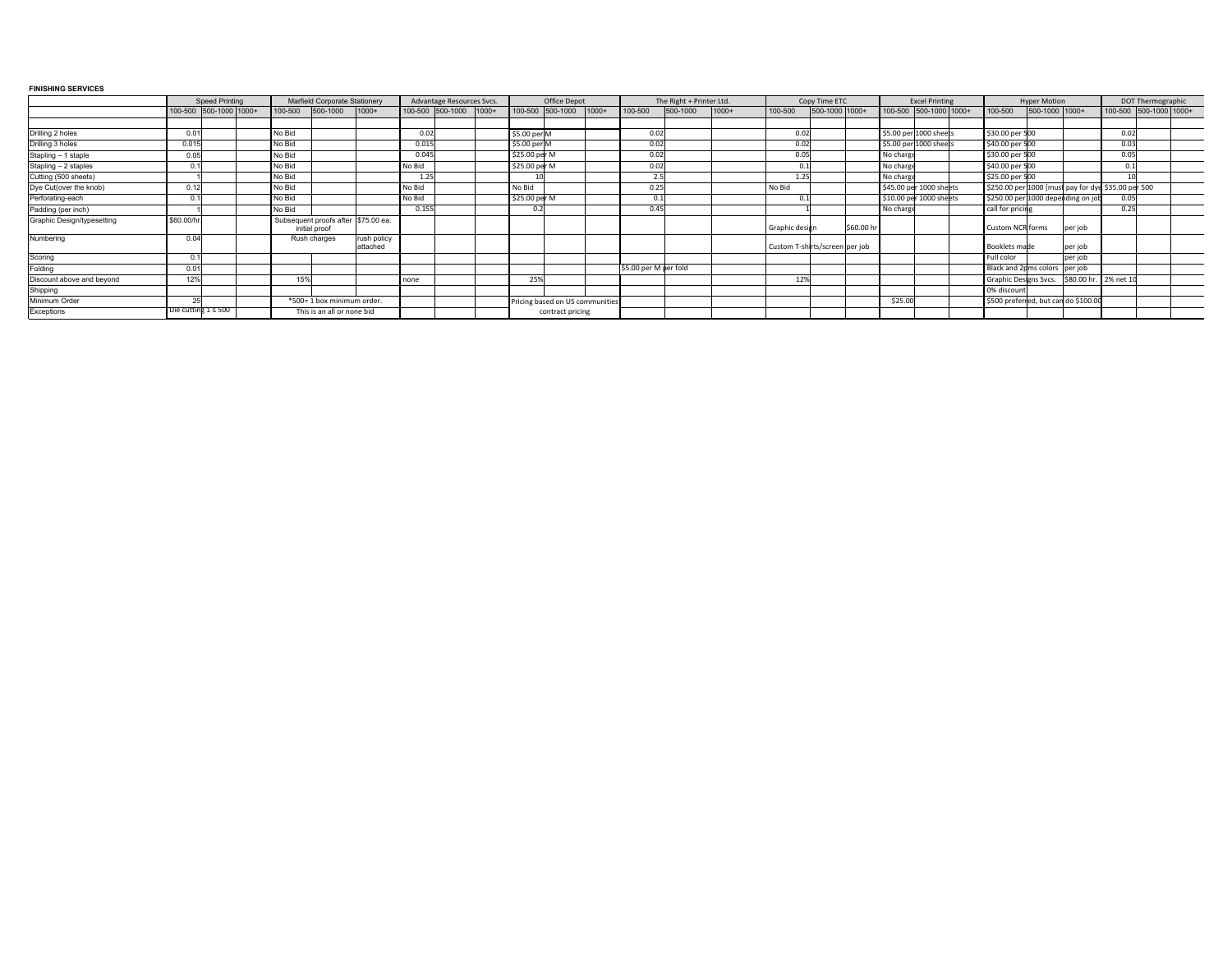**FINISHING SERVICES**

| | Speed Printing | | | Marfield Corporate Stationery | | | Advantage Resources Svcs. | | | Office Depot | | | The Right + Printer Ltd. | | | Copy Time ETC | | | Excel Printing | | | Hyper Motion | | | DOT Thermographic | | |
|---|---|---|---|---|---|---|---|---|---|---|---|---|---|---|---|---|---|---|---|---|---|---|---|---|---|---|---|
| | 100-500 | 500-1000 | 1000+ | 100-500 | 500-1000 | 1000+ | 100-500 | 500-1000 | 1000+ | 100-500 | 500-1000 | 1000+ | 100-500 | 500-1000 | 1000+ | 100-500 | 500-1000 | 1000+ | 100-500 | 500-1000 | 1000+ | 100-500 | 500-1000 | 1000+ | 100-500 | 500-1000 | 1000+ |
| | | | | | | | | | | | | | | | | | | | | | | | | | | | |
| Drilling 2 holes | 0.01 | | | No Bid | | | 0.02 | | | $5.00 per M | | | 0.02 | | | 0.02 | | | $5.00 per 1000 sheets | | | $30.00 per 500 | | | 0.02 | | |
| Drilling 3 holes | 0.015 | | | No Bid | | | 0.015 | | | $5.00 per M | | | 0.02 | | | 0.02 | | | $5.00 per 1000 sheets | | | $40.00 per 500 | | | 0.03 | | |
| Stapling – 1 staple | 0.05 | | | No Bid | | | 0.045 | | | $25.00 per M | | | 0.02 | | | 0.05 | | | No charge | | | $30.00 per 500 | | | 0.05 | | |
| Stapling – 2 staples | 0.1 | | | No Bid | | | No Bid | | | $25.00 per M | | | 0.02 | | | 0.1 | | | No charge | | | $40.00 per 500 | | | 0.1 | | |
| Cutting (500 sheets) | 1 | | | No Bid | | | 1.25 | | | 10 | | | 2.5 | | | 1.25 | | | No charge | | | $25.00 per 500 | | | 10 | | |
| Dye Cut(over the knob) | 0.12 | | | No Bid | | | No Bid | | | No Bid | | | 0.25 | | | No Bid | | | $45.00 per 1000 sheets | | | $250.00 per 1000 [must pay for dye | | | $35.00 per 500 | | |
| Perforating-each | 0.1 | | | No Bid | | | No Bid | | | $25.00 per M | | | 0.1 | | | 0.1 | | | $10.00 per 1000 sheets | | | $250.00 per 1000 depending on job | | | 0.05 | | |
| Padding (per inch) | 1 | | | No Bid | | | 0.155 | | | 0.2 | | | 0.45 | | | 1 | | | No charge | | | call for pricing | | | 0.25 | | |
| Graphic Design/typesetting | $60.00/hr. | | | Subsequent proofs after initial proof | | $75.00 ea. | | | | | | | | | | Graphic design | | $60.00 hr | | | | Custom NCR forms | | per job | | | |
| Numbering | 0.04 | | | Rush charges | | rush policy attached | | | | | | | | | | Custom T-shirts/screen | | per job | | | | Booklets made | | per job | | | |
| Scoring | 0.1 | | | | | | | | | | | | | | | | | | | | | Full color | | per job | | | |
| Folding | 0.01 | | | | | | | | | | | | $5.00 per M per fold | | | | | | | | | Black and 2pms colors | | per job | | | |
| Discount above and beyond | 12% | | | 15% | | | none | | | 25% | | | | | | 12% | | | | | | Graphic Designs Svcs. | | $80.00 hr. | 2% net 10 | | |
| Shipping | | | | | | | | | | | | | | | | | | | | | | 0% discount | | | | | |
| Minimum Order | 25 | | | *500= 1 box minimum order. | | | | | | Pricing based on US communities contract pricing | | | | | | | | | $25.00 | | | $500 preferred, but can do $100.00 | | | | | |
| Exceptions | Die cutting 1 ≤ 500 | | | This is an all or none bid | | | | | | | | | | | | | | | | | | | | | | | |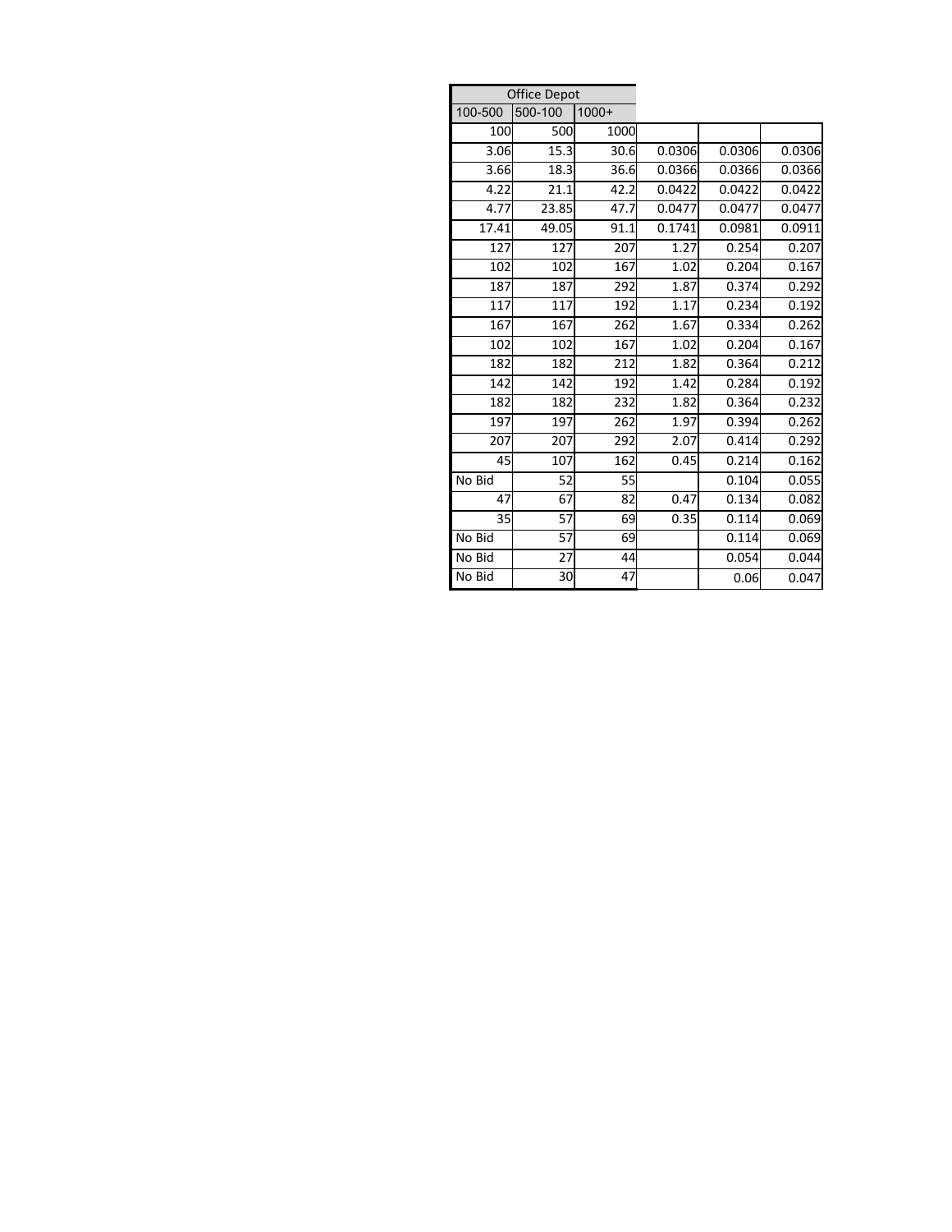| Office Depot | | | | | |
|---|---|---|---|---|---|
| 100-500 | 500-100 | 1000+ | | | |
| 100 | 500 | 1000 | | | |
| 3.06 | 15.3 | 30.6 | 0.0306 | 0.0306 | 0.0306 |
| 3.66 | 18.3 | 36.6 | 0.0366 | 0.0366 | 0.0366 |
| 4.22 | 21.1 | 42.2 | 0.0422 | 0.0422 | 0.0422 |
| 4.77 | 23.85 | 47.7 | 0.0477 | 0.0477 | 0.0477 |
| 17.41 | 49.05 | 91.1 | 0.1741 | 0.0981 | 0.0911 |
| 127 | 127 | 207 | 1.27 | 0.254 | 0.207 |
| 102 | 102 | 167 | 1.02 | 0.204 | 0.167 |
| 187 | 187 | 292 | 1.87 | 0.374 | 0.292 |
| 117 | 117 | 192 | 1.17 | 0.234 | 0.192 |
| 167 | 167 | 262 | 1.67 | 0.334 | 0.262 |
| 102 | 102 | 167 | 1.02 | 0.204 | 0.167 |
| 182 | 182 | 212 | 1.82 | 0.364 | 0.212 |
| 142 | 142 | 192 | 1.42 | 0.284 | 0.192 |
| 182 | 182 | 232 | 1.82 | 0.364 | 0.232 |
| 197 | 197 | 262 | 1.97 | 0.394 | 0.262 |
| 207 | 207 | 292 | 2.07 | 0.414 | 0.292 |
| 45 | 107 | 162 | 0.45 | 0.214 | 0.162 |
| No Bid | 52 | 55 | | 0.104 | 0.055 |
| 47 | 67 | 82 | 0.47 | 0.134 | 0.082 |
| 35 | 57 | 69 | 0.35 | 0.114 | 0.069 |
| No Bid | 57 | 69 | | 0.114 | 0.069 |
| No Bid | 27 | 44 | | 0.054 | 0.044 |
| No Bid | 30 | 47 | | 0.06 | 0.047 |